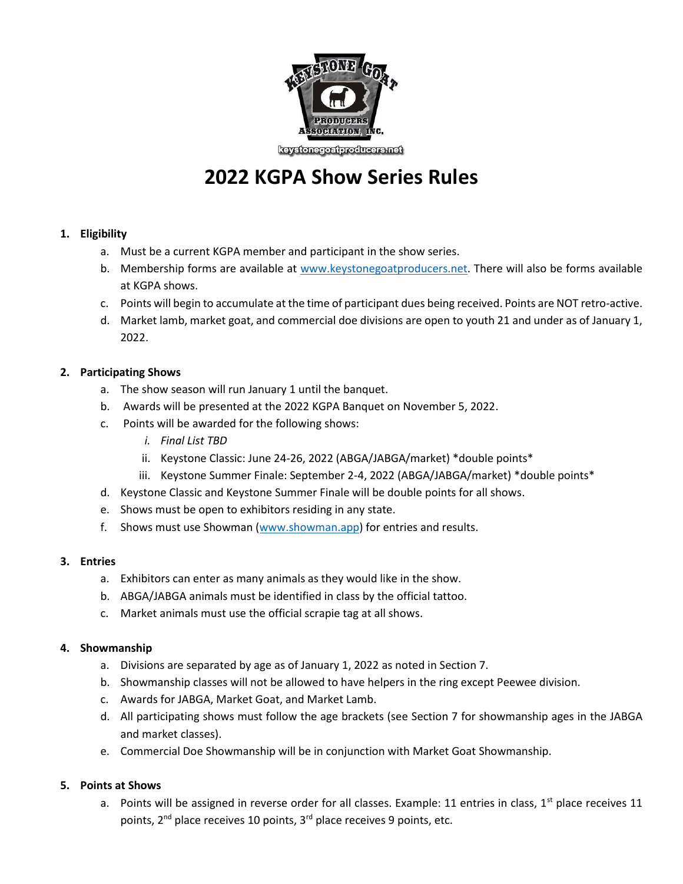# 2022 KGPA Show Series Rules

1. **Eligibility**
    a. Must be a current KGPA member and participant in the show series.
    b. Membership forms are available at www.keystonegoatproducers.net. There will also be forms available at KGPA shows.
    c. Points will begin to accumulate at the time of participant dues being received. Points are NOT retro-active.
    d. Market lamb, market goat, and commercial doe divisions are open to youth 21 and under as of January 1, 2022.

2. **Participating Shows**
    a. The show season will run January 1 until the banquet.
    b. Awards will be presented at the 2022 KGPA Banquet on November 5, 2022.
    c. Points will be awarded for the following shows:
        i. *Final List TBD*
        ii. Keystone Classic: June 24-26, 2022 (ABGA/JABGA/market) *double points*
        iii. Keystone Summer Finale: September 2-4, 2022 (ABGA/JABGA/market) *double points*
    d. Keystone Classic and Keystone Summer Finale will be double points for all shows.
    e. Shows must be open to exhibitors residing in any state.
    f. Shows must use Showman (www.showman.app) for entries and results.

3. **Entries**
    a. Exhibitors can enter as many animals as they would like in the show.
    b. ABGA/JABGA animals must be identified in class by the official tattoo.
    c. Market animals must use the official scrapie tag at all shows.

4. **Showmanship**
    a. Divisions are separated by age as of January 1, 2022 as noted in Section 7.
    b. Showmanship classes will not be allowed to have helpers in the ring except Peewee division.
    c. Awards for JABGA, Market Goat, and Market Lamb.
    d. All participating shows must follow the age brackets (see Section 7 for showmanship ages in the JABGA and market classes).
    e. Commercial Doe Showmanship will be in conjunction with Market Goat Showmanship.

5. **Points at Shows**
    a. Points will be assigned in reverse order for all classes. Example: 11 entries in class, 1st place receives 11 points, 2nd place receives 10 points, 3rd place receives 9 points, etc.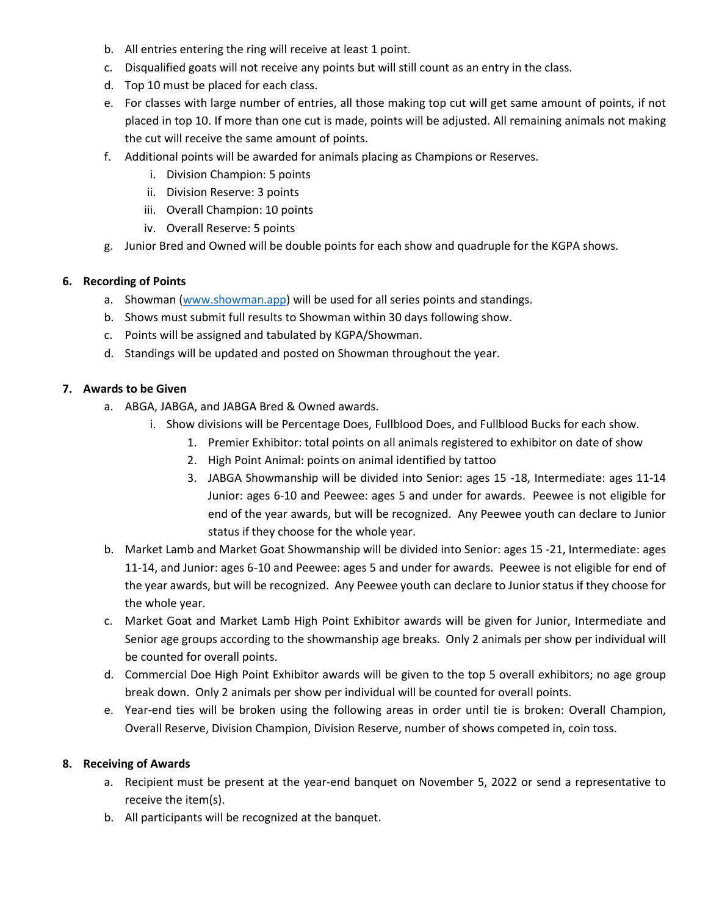b. All entries entering the ring will receive at least 1 point.
c. Disqualified goats will not receive any points but will still count as an entry in the class.
d. Top 10 must be placed for each class.
e. For classes with large number of entries, all those making top cut will get same amount of points, if not placed in top 10. If more than one cut is made, points will be adjusted. All remaining animals not making the cut will receive the same amount of points.
f. Additional points will be awarded for animals placing as Champions or Reserves.
    i. Division Champion: 5 points
    ii. Division Reserve: 3 points
    iii. Overall Champion: 10 points
    iv. Overall Reserve: 5 points
g. Junior Bred and Owned will be double points for each show and quadruple for the KGPA shows.

**6. Recording of Points**

a. Showman (www.showman.app) will be used for all series points and standings.
b. Shows must submit full results to Showman within 30 days following show.
c. Points will be assigned and tabulated by KGPA/Showman.
d. Standings will be updated and posted on Showman throughout the year.

**7. Awards to be Given**

a. ABGA, JABGA, and JABGA Bred & Owned awards.
    i. Show divisions will be Percentage Does, Fullblood Does, and Fullblood Bucks for each show.
        1. Premier Exhibitor: total points on all animals registered to exhibitor on date of show
        2. High Point Animal: points on animal identified by tattoo
        3. JABGA Showmanship will be divided into Senior: ages 15 -18, Intermediate: ages 11-14 Junior: ages 6-10 and Peewee: ages 5 and under for awards. Peewee is not eligible for end of the year awards, but will be recognized. Any Peewee youth can declare to Junior status if they choose for the whole year.
b. Market Lamb and Market Goat Showmanship will be divided into Senior: ages 15 -21, Intermediate: ages 11-14, and Junior: ages 6-10 and Peewee: ages 5 and under for awards. Peewee is not eligible for end of the year awards, but will be recognized. Any Peewee youth can declare to Junior status if they choose for the whole year.
c. Market Goat and Market Lamb High Point Exhibitor awards will be given for Junior, Intermediate and Senior age groups according to the showmanship age breaks. Only 2 animals per show per individual will be counted for overall points.
d. Commercial Doe High Point Exhibitor awards will be given to the top 5 overall exhibitors; no age group break down. Only 2 animals per show per individual will be counted for overall points.
e. Year-end ties will be broken using the following areas in order until tie is broken: Overall Champion, Overall Reserve, Division Champion, Division Reserve, number of shows competed in, coin toss.

**8. Receiving of Awards**

a. Recipient must be present at the year-end banquet on November 5, 2022 or send a representative to receive the item(s).
b. All participants will be recognized at the banquet.